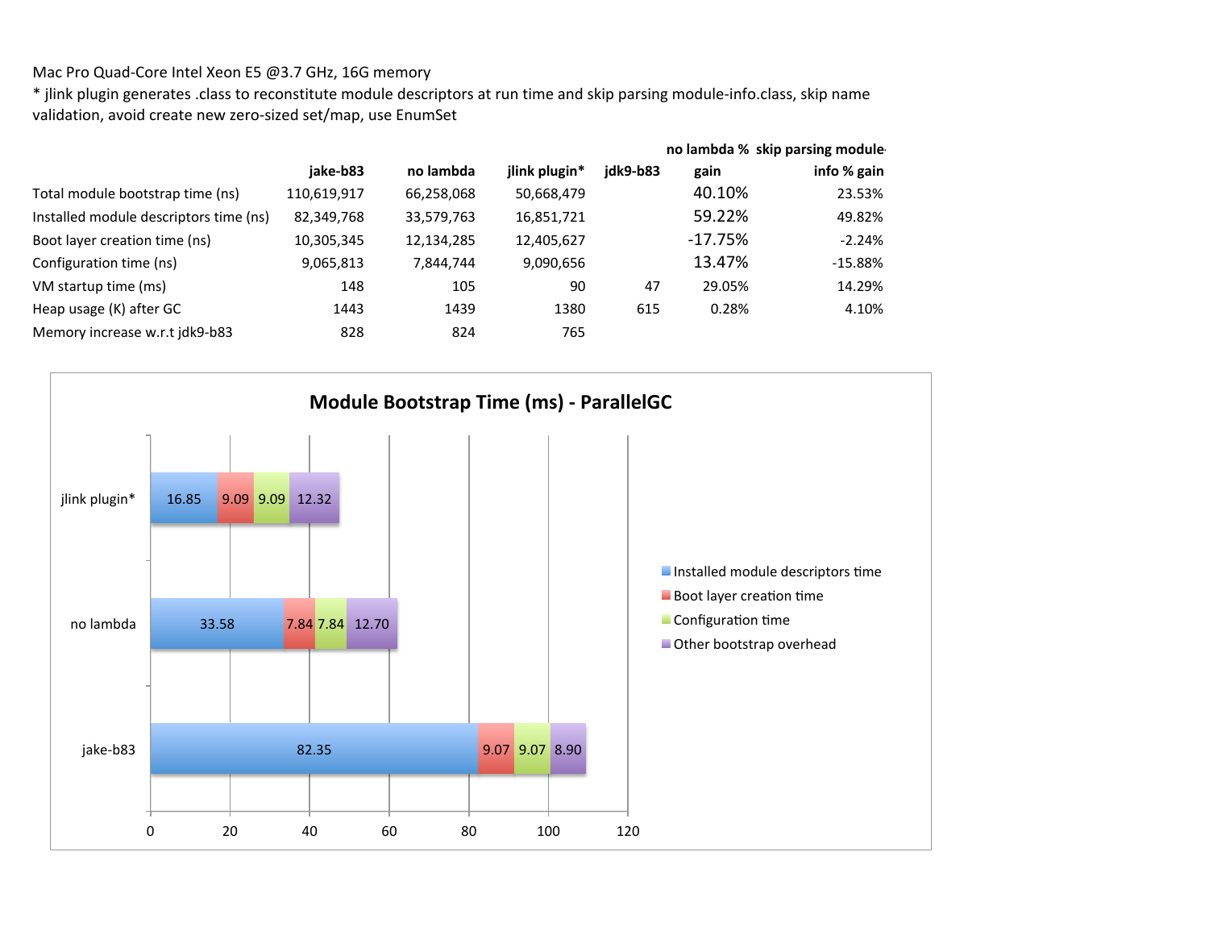Mac Pro Quad-Core Intel Xeon E5 @3.7 GHz, 16G memory

* jlink plugin generates .class to reconstitute module descriptors at run time and skip parsing module-info.class, skip name validation, avoid create new zero-sized set/map, use EnumSet

| | jake-b83 | no lambda | jlink plugin* | jdk9-b83 | no lambda % gain | skip parsing module-info % gain |
|---|---|---|---|---|---|---|
| Total module bootstrap time (ns) | 110,619,917 | 66,258,068 | 50,668,479 | | 40.10% | 23.53% |
| Installed module descriptors time (ns) | 82,349,768 | 33,579,763 | 16,851,721 | | 59.22% | 49.82% |
| Boot layer creation time (ns) | 10,305,345 | 12,134,285 | 12,405,627 | | -17.75% | -2.24% |
| Configuration time (ns) | 9,065,813 | 7,844,744 | 9,090,656 | | 13.47% | -15.88% |
| VM startup time (ms) | 148 | 105 | 90 | 47 | 29.05% | 14.29% |
| Heap usage (K) after GC | 1443 | 1439 | 1380 | 615 | 0.28% | 4.10% |
| Memory increase w.r.t jdk9-b83 | 828 | 824 | 765 | | | |

**Module Bootstrap Time (ms) - ParallelGC**

| | Installed module descriptors time | Boot layer creation time | Configuration time | Other bootstrap overhead |
|---|---|---|---|---|
| jlink plugin* | 16.85 | 9.09 | 9.09 | 12.32 |
| no lambda | 33.58 | 7.84 | 7.84 | 12.70 |
| jake-b83 | 82.35 | 9.07 | 9.07 | 8.90 |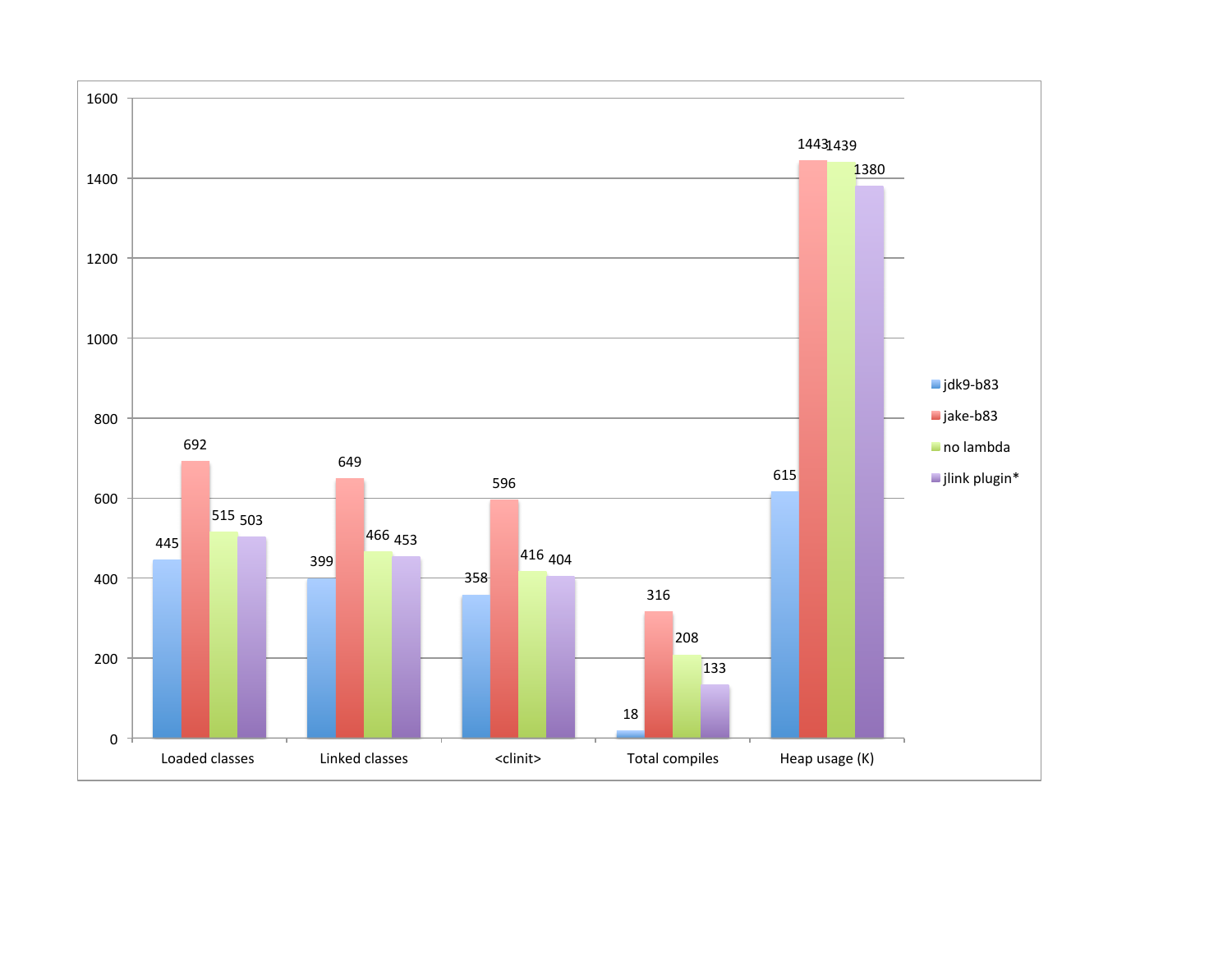1600
1400
1200
1000
800
600
400
200
0

Loaded classes: 445, 692, 515, 503

Linked classes: 399, 649, 466, 453

<clinit>: 358, 596, 416, 404

Total compiles: 18, 316, 208, 133

Heap usage (K): 615, 1443, 1439, 1380

jdk9-b83
jake-b83
no lambda
jlink plugin*